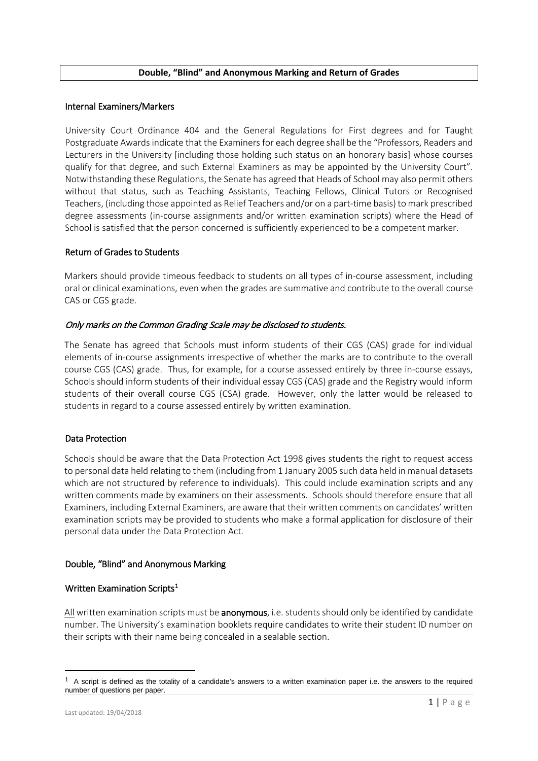# Double, "Blind" and Anonymous Marking and Return of Grades

## Internal Examiners/Markers

University Court Ordinance 404 and the General Regulations for First degrees and for Taught Postgraduate Awards indicate that the Examiners for each degree shall be the "Professors, Readers and Lecturers in the University [including those holding such status on an honorary basis] whose courses qualify for that degree, and such External Examiners as may be appointed by the University Court". Notwithstanding these Regulations, the Senate has agreed that Heads of School may also permit others without that status, such as Teaching Assistants, Teaching Fellows, Clinical Tutors or Recognised Teachers, (including those appointed as Relief Teachers and/or on a part-time basis) to mark prescribed degree assessments (in-course assignments and/or written examination scripts) where the Head of School is satisfied that the person concerned is sufficiently experienced to be a competent marker.

## Return of Grades to Students

Markers should provide timeous feedback to students on all types of in-course assessment, including oral or clinical examinations, even when the grades are summative and contribute to the overall course CAS or CGS grade.

*Only marks on the Common Grading Scale may be disclosed to students.*

The Senate has agreed that Schools must inform students of their CGS (CAS) grade for individual elements of in-course assignments irrespective of whether the marks are to contribute to the overall course CGS (CAS) grade. Thus, for example, for a course assessed entirely by three in-course essays, Schools should inform students of their individual essay CGS (CAS) grade and the Registry would inform students of their overall course CGS (CSA) grade. However, only the latter would be released to students in regard to a course assessed entirely by written examination.

## Data Protection

Schools should be aware that the Data Protection Act 1998 gives students the right to request access to personal data held relating to them (including from 1 January 2005 such data held in manual datasets which are not structured by reference to individuals). This could include examination scripts and any written comments made by examiners on their assessments. Schools should therefore ensure that all Examiners, including External Examiners, are aware that their written comments on candidates' written examination scripts may be provided to students who make a formal application for disclosure of their personal data under the Data Protection Act.

## Double, "Blind" and Anonymous Marking

### Written Examination Scripts[1]

<u>All</u> written examination scripts must be **anonymous**, i.e. students should only be identified by candidate number. The University's examination booklets require candidates to write their student ID number on their scripts with their name being concealed in a sealable section.

[1] A script is defined as the totality of a candidate's answers to a written examination paper i.e. the answers to the required number of questions per paper.

Last updated: 19/04/2018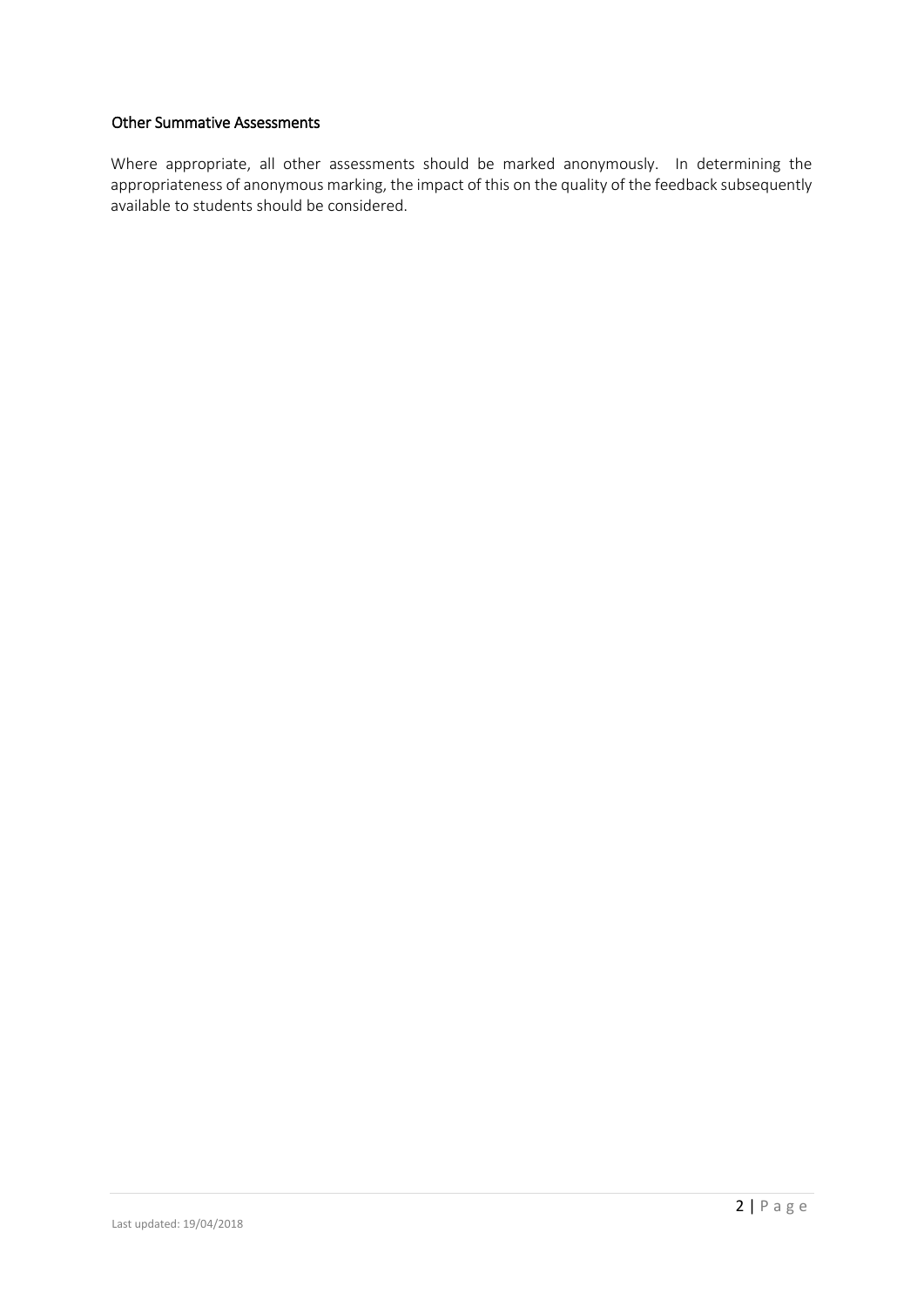### Other Summative Assessments

Where appropriate, all other assessments should be marked anonymously. In determining the appropriateness of anonymous marking, the impact of this on the quality of the feedback subsequently available to students should be considered.

Last updated: 19/04/2018